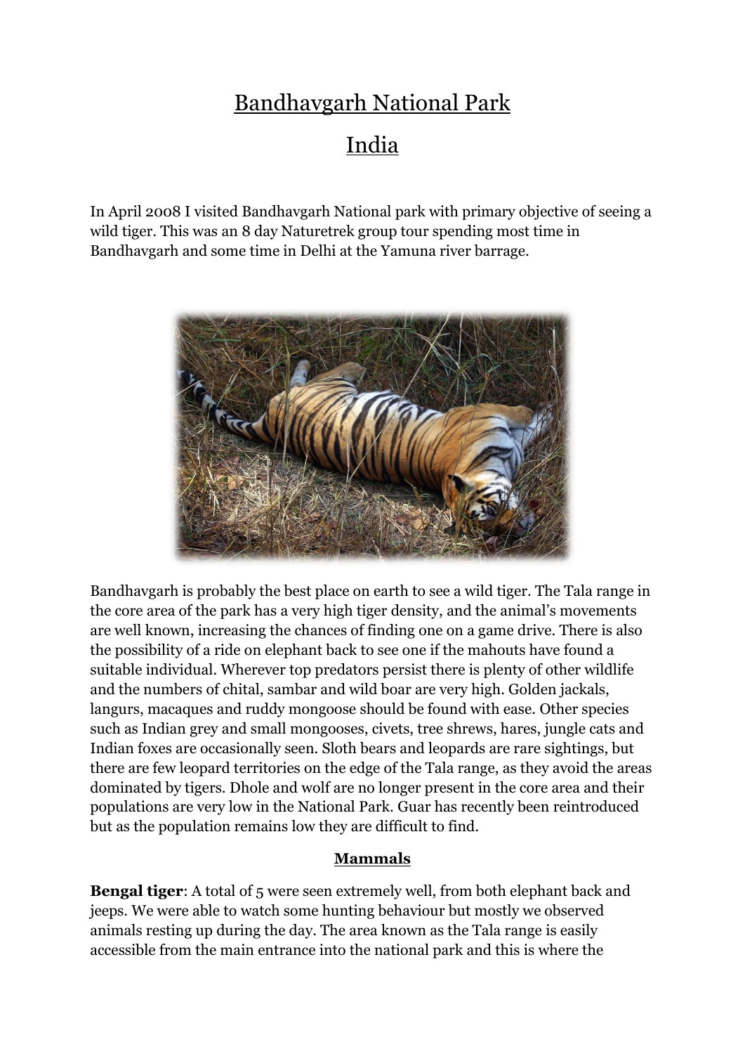# Bandhavgarh National Park

# India

In April 2008 I visited Bandhavgarh National park with primary objective of seeing a wild tiger. This was an 8 day Naturetrek group tour spending most time in Bandhavgarh and some time in Delhi at the Yamuna river barrage.

Bandhavgarh is probably the best place on earth to see a wild tiger. The Tala range in the core area of the park has a very high tiger density, and the animal's movements are well known, increasing the chances of finding one on a game drive. There is also the possibility of a ride on elephant back to see one if the mahouts have found a suitable individual. Wherever top predators persist there is plenty of other wildlife and the numbers of chital, sambar and wild boar are very high. Golden jackals, langurs, macaques and ruddy mongoose should be found with ease. Other species such as Indian grey and small mongooses, civets, tree shrews, hares, jungle cats and Indian foxes are occasionally seen. Sloth bears and leopards are rare sightings, but there are few leopard territories on the edge of the Tala range, as they avoid the areas dominated by tigers. Dhole and wolf are no longer present in the core area and their populations are very low in the National Park. Guar has recently been reintroduced but as the population remains low they are difficult to find.

## Mammals

**Bengal tiger**: A total of 5 were seen extremely well, from both elephant back and jeeps. We were able to watch some hunting behaviour but mostly we observed animals resting up during the day. The area known as the Tala range is easily accessible from the main entrance into the national park and this is where the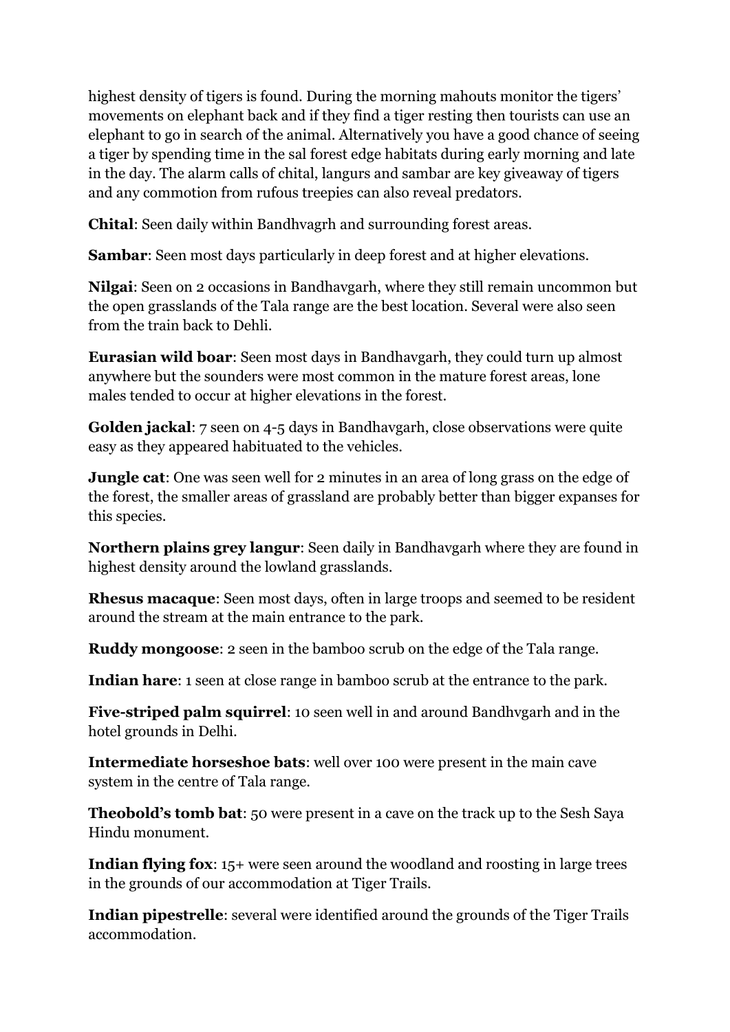highest density of tigers is found. During the morning mahouts monitor the tigers' movements on elephant back and if they find a tiger resting then tourists can use an elephant to go in search of the animal. Alternatively you have a good chance of seeing a tiger by spending time in the sal forest edge habitats during early morning and late in the day. The alarm calls of chital, langurs and sambar are key giveaway of tigers and any commotion from rufous treepies can also reveal predators.

**Chital**: Seen daily within Bandhvagrh and surrounding forest areas.

**Sambar**: Seen most days particularly in deep forest and at higher elevations.

**Nilgai**: Seen on 2 occasions in Bandhavgarh, where they still remain uncommon but the open grasslands of the Tala range are the best location. Several were also seen from the train back to Dehli.

**Eurasian wild boar**: Seen most days in Bandhavgarh, they could turn up almost anywhere but the sounders were most common in the mature forest areas, lone males tended to occur at higher elevations in the forest.

**Golden jackal**: 7 seen on 4-5 days in Bandhavgarh, close observations were quite easy as they appeared habituated to the vehicles.

**Jungle cat**: One was seen well for 2 minutes in an area of long grass on the edge of the forest, the smaller areas of grassland are probably better than bigger expanses for this species.

**Northern plains grey langur**: Seen daily in Bandhavgarh where they are found in highest density around the lowland grasslands.

**Rhesus macaque**: Seen most days, often in large troops and seemed to be resident around the stream at the main entrance to the park.

**Ruddy mongoose**: 2 seen in the bamboo scrub on the edge of the Tala range.

**Indian hare**: 1 seen at close range in bamboo scrub at the entrance to the park.

**Five-striped palm squirrel**: 10 seen well in and around Bandhvgarh and in the hotel grounds in Delhi.

**Intermediate horseshoe bats**: well over 100 were present in the main cave system in the centre of Tala range.

**Theobold's tomb bat**: 50 were present in a cave on the track up to the Sesh Saya Hindu monument.

**Indian flying fox**: 15+ were seen around the woodland and roosting in large trees in the grounds of our accommodation at Tiger Trails.

**Indian pipestrelle**: several were identified around the grounds of the Tiger Trails accommodation.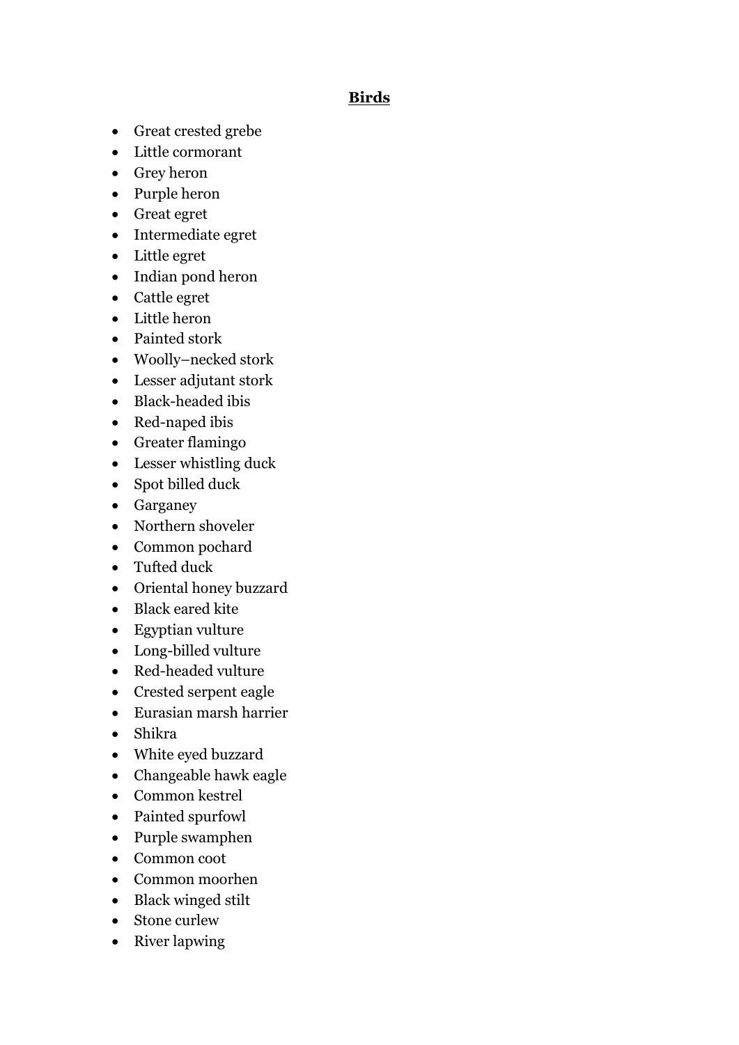## **Birds**

- Great crested grebe
- Little cormorant
- Grey heron
- Purple heron
- Great egret
- Intermediate egret
- Little egret
- Indian pond heron
- Cattle egret
- Little heron
- Painted stork
- Woolly–necked stork
- Lesser adjutant stork
- Black-headed ibis
- Red-naped ibis
- Greater flamingo
- Lesser whistling duck
- Spot billed duck
- Garganey
- Northern shoveler
- Common pochard
- Tufted duck
- Oriental honey buzzard
- Black eared kite
- Egyptian vulture
- Long-billed vulture
- Red-headed vulture
- Crested serpent eagle
- Eurasian marsh harrier
- Shikra
- White eyed buzzard
- Changeable hawk eagle
- Common kestrel
- Painted spurfowl
- Purple swamphen
- Common coot
- Common moorhen
- Black winged stilt
- Stone curlew
- River lapwing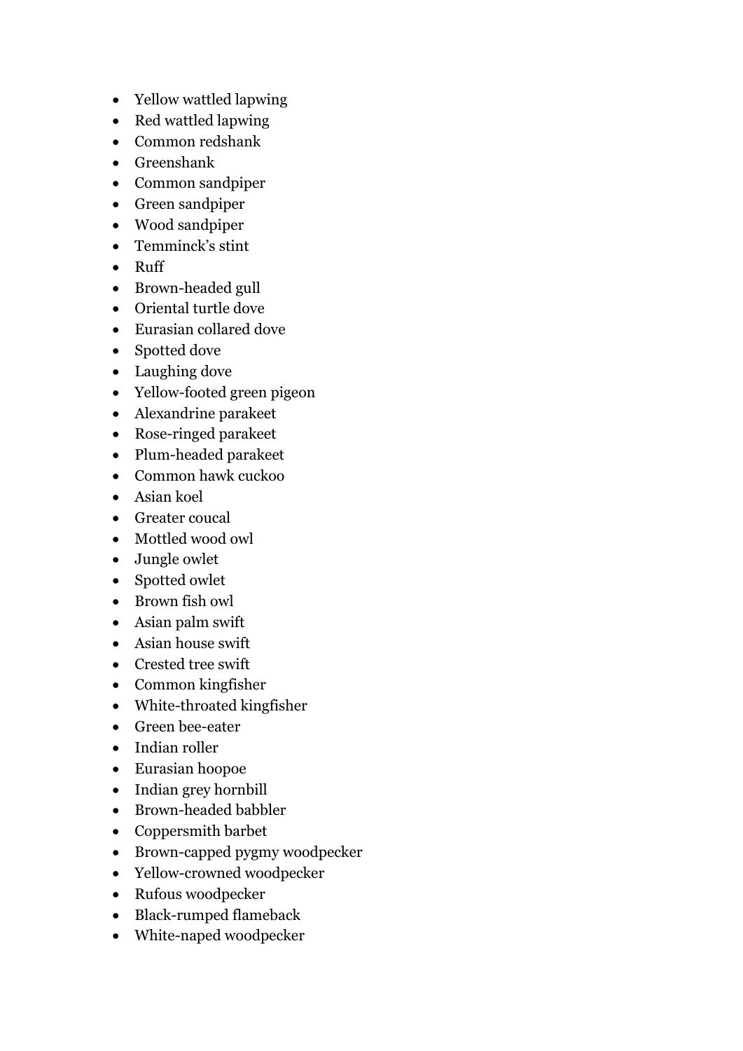- Yellow wattled lapwing
- Red wattled lapwing
- Common redshank
- Greenshank
- Common sandpiper
- Green sandpiper
- Wood sandpiper
- Temminck's stint
- Ruff
- Brown-headed gull
- Oriental turtle dove
- Eurasian collared dove
- Spotted dove
- Laughing dove
- Yellow-footed green pigeon
- Alexandrine parakeet
- Rose-ringed parakeet
- Plum-headed parakeet
- Common hawk cuckoo
- Asian koel
- Greater coucal
- Mottled wood owl
- Jungle owlet
- Spotted owlet
- Brown fish owl
- Asian palm swift
- Asian house swift
- Crested tree swift
- Common kingfisher
- White-throated kingfisher
- Green bee-eater
- Indian roller
- Eurasian hoopoe
- Indian grey hornbill
- Brown-headed babbler
- Coppersmith barbet
- Brown-capped pygmy woodpecker
- Yellow-crowned woodpecker
- Rufous woodpecker
- Black-rumped flameback
- White-naped woodpecker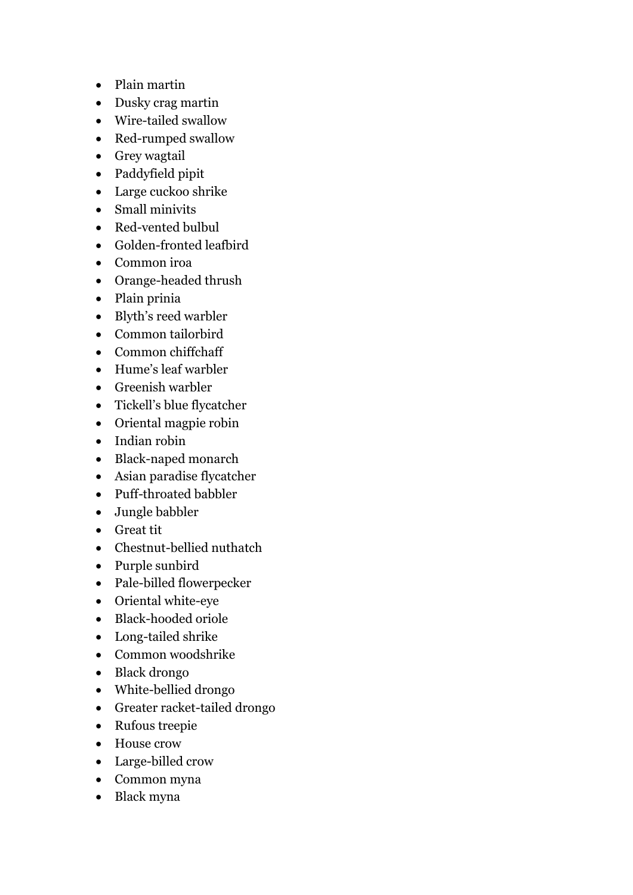- Plain martin
- Dusky crag martin
- Wire-tailed swallow
- Red-rumped swallow
- Grey wagtail
- Paddyfield pipit
- Large cuckoo shrike
- Small minivits
- Red-vented bulbul
- Golden-fronted leafbird
- Common iroa
- Orange-headed thrush
- Plain prinia
- Blyth's reed warbler
- Common tailorbird
- Common chiffchaff
- Hume's leaf warbler
- Greenish warbler
- Tickell's blue flycatcher
- Oriental magpie robin
- Indian robin
- Black-naped monarch
- Asian paradise flycatcher
- Puff-throated babbler
- Jungle babbler
- Great tit
- Chestnut-bellied nuthatch
- Purple sunbird
- Pale-billed flowerpecker
- Oriental white-eye
- Black-hooded oriole
- Long-tailed shrike
- Common woodshrike
- Black drongo
- White-bellied drongo
- Greater racket-tailed drongo
- Rufous treepie
- House crow
- Large-billed crow
- Common myna
- Black myna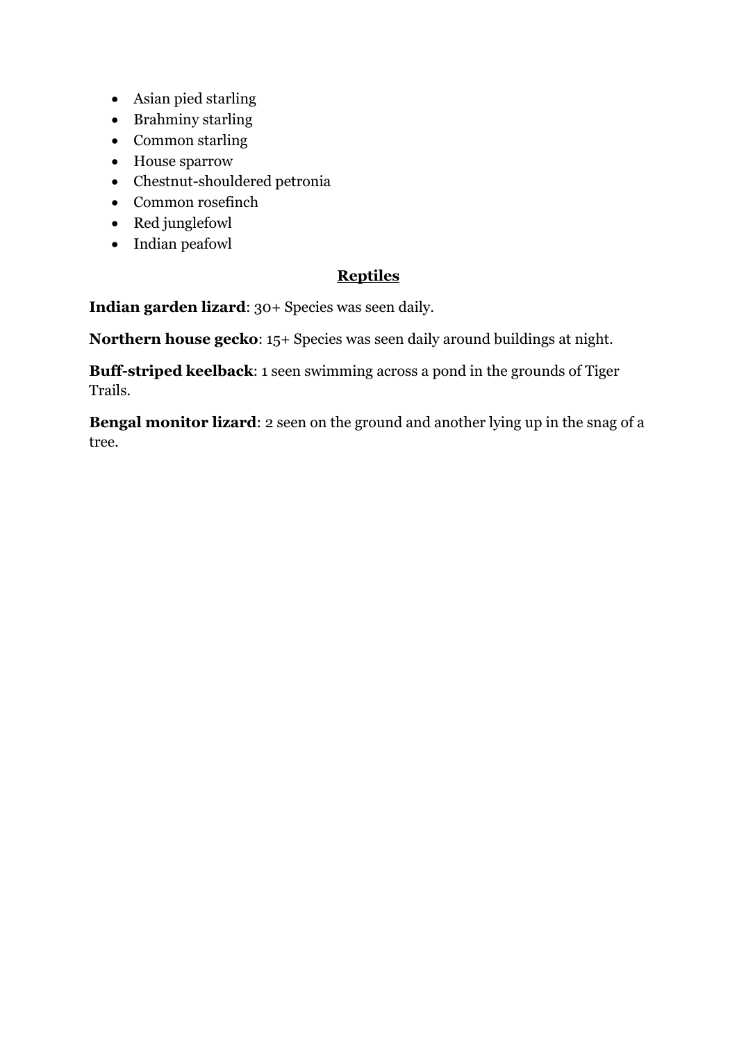- Asian pied starling
- Brahminy starling
- Common starling
- House sparrow
- Chestnut-shouldered petronia
- Common rosefinch
- Red junglefowl
- Indian peafowl

## Reptiles

**Indian garden lizard**: 30+ Species was seen daily.

**Northern house gecko**: 15+ Species was seen daily around buildings at night.

**Buff-striped keelback**: 1 seen swimming across a pond in the grounds of Tiger Trails.

**Bengal monitor lizard**: 2 seen on the ground and another lying up in the snag of a tree.